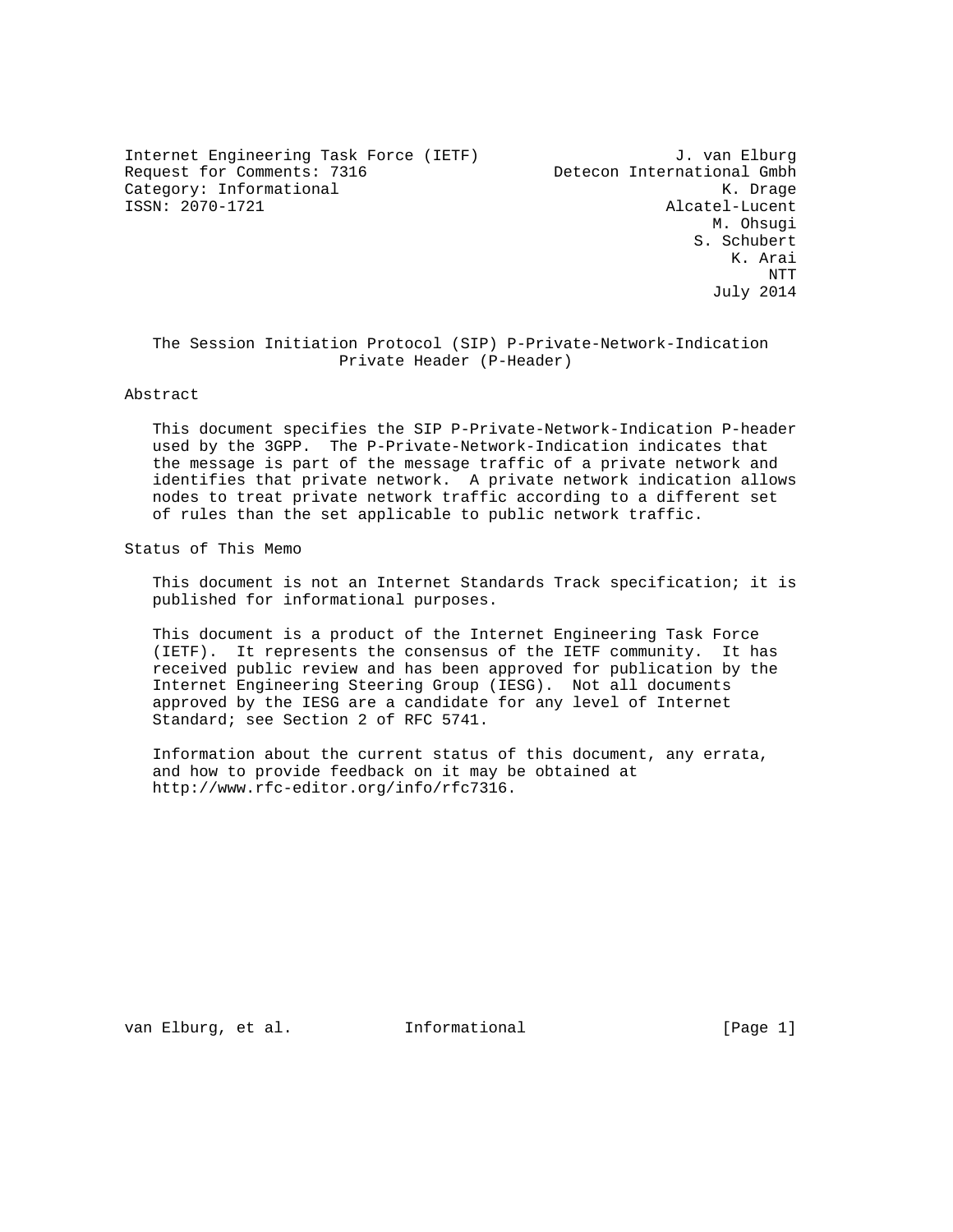Internet Engineering Task Force (IETF) J. van Elburg
Request for Comments: 7316 Detecon International Gmbh
Category: Informational K. Drage
ISSN: 2070-1721 Alcatel-Lucent
M. Ohsugi
S. Schubert
K. Arai
NTT
July 2014

# The Session Initiation Protocol (SIP) P-Private-Network-Indication Private Header (P-Header)

## Abstract

This document specifies the SIP P-Private-Network-Indication P-header used by the 3GPP. The P-Private-Network-Indication indicates that the message is part of the message traffic of a private network and identifies that private network. A private network indication allows nodes to treat private network traffic according to a different set of rules than the set applicable to public network traffic.

## Status of This Memo

This document is not an Internet Standards Track specification; it is published for informational purposes.

This document is a product of the Internet Engineering Task Force (IETF). It represents the consensus of the IETF community. It has received public review and has been approved for publication by the Internet Engineering Steering Group (IESG). Not all documents approved by the IESG are a candidate for any level of Internet Standard; see Section 2 of RFC 5741.

Information about the current status of this document, any errata, and how to provide feedback on it may be obtained at http://www.rfc-editor.org/info/rfc7316.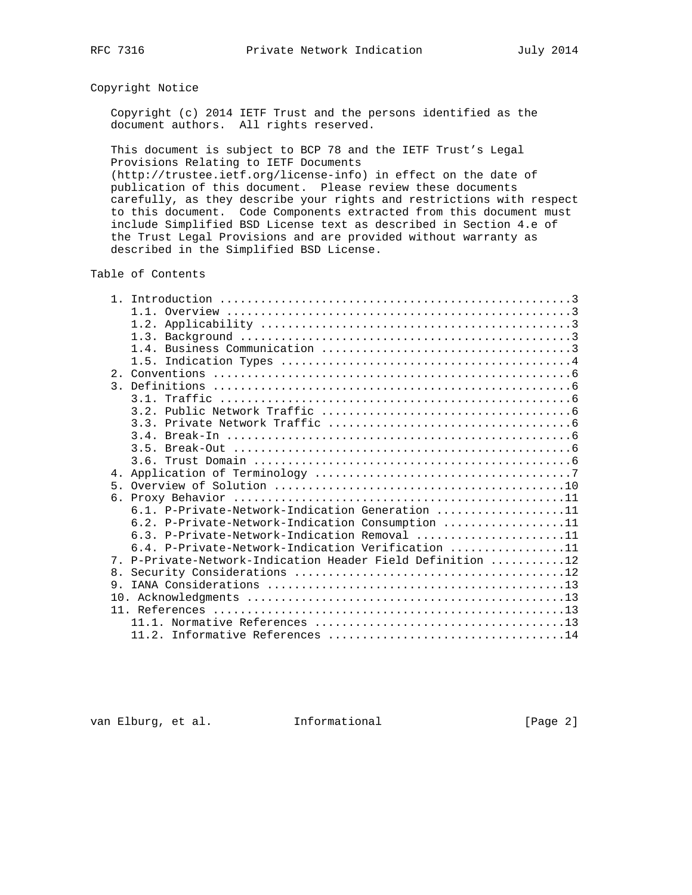## Copyright Notice

Copyright (c) 2014 IETF Trust and the persons identified as the document authors. All rights reserved.

This document is subject to BCP 78 and the IETF Trust's Legal Provisions Relating to IETF Documents (http://trustee.ietf.org/license-info) in effect on the date of publication of this document. Please review these documents carefully, as they describe your rights and restrictions with respect to this document. Code Components extracted from this document must include Simplified BSD License text as described in Section 4.e of the Trust Legal Provisions and are provided without warranty as described in the Simplified BSD License.

## Table of Contents

```
   1. Introduction ....................................................3
      1.1. Overview ...................................................3
      1.2. Applicability ..............................................3
      1.3. Background .................................................3
      1.4. Business Communication .....................................3
      1.5. Indication Types ...........................................4
   2. Conventions .....................................................6
   3. Definitions .....................................................6
      3.1. Traffic ....................................................6
      3.2. Public Network Traffic .....................................6
      3.3. Private Network Traffic ....................................6
      3.4. Break-In ...................................................6
      3.5. Break-Out ..................................................6
      3.6. Trust Domain ...............................................6
   4. Application of Terminology ......................................7
   5. Overview of Solution ...........................................10
   6. Proxy Behavior .................................................11
      6.1. P-Private-Network-Indication Generation ...................11
      6.2. P-Private-Network-Indication Consumption ..................11
      6.3. P-Private-Network-Indication Removal ......................11
      6.4. P-Private-Network-Indication Verification .................11
   7. P-Private-Network-Indication Header Field Definition ...........12
   8. Security Considerations ........................................12
   9. IANA Considerations ............................................13
   10. Acknowledgments ...............................................13
   11. References ....................................................13
      11.1. Normative References .....................................13
      11.2. Informative References ...................................14
```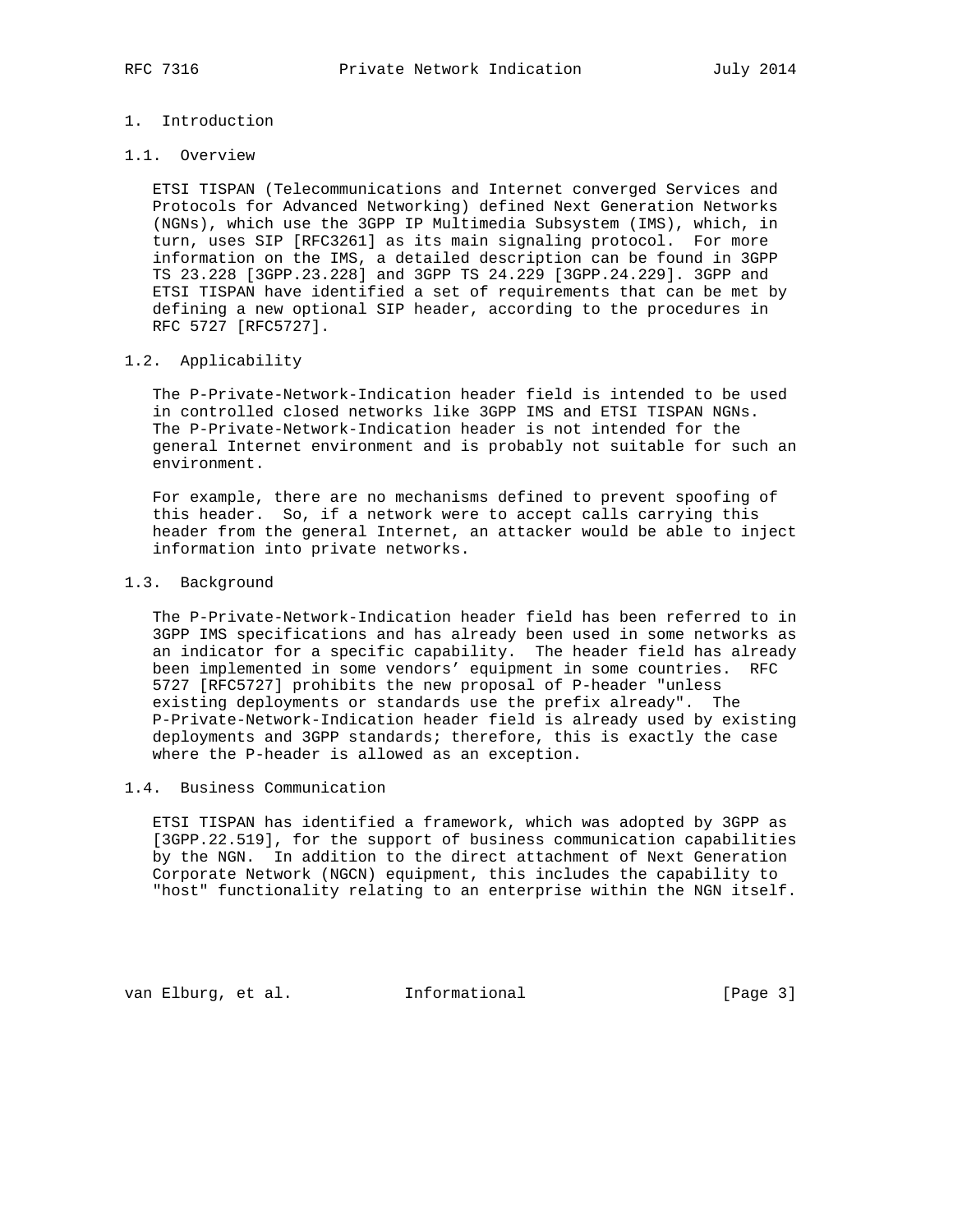# 1. Introduction

## 1.1. Overview

ETSI TISPAN (Telecommunications and Internet converged Services and Protocols for Advanced Networking) defined Next Generation Networks (NGNs), which use the 3GPP IP Multimedia Subsystem (IMS), which, in turn, uses SIP [RFC3261] as its main signaling protocol. For more information on the IMS, a detailed description can be found in 3GPP TS 23.228 [3GPP.23.228] and 3GPP TS 24.229 [3GPP.24.229]. 3GPP and ETSI TISPAN have identified a set of requirements that can be met by defining a new optional SIP header, according to the procedures in RFC 5727 [RFC5727].

## 1.2. Applicability

The P-Private-Network-Indication header field is intended to be used in controlled closed networks like 3GPP IMS and ETSI TISPAN NGNs. The P-Private-Network-Indication header is not intended for the general Internet environment and is probably not suitable for such an environment.

For example, there are no mechanisms defined to prevent spoofing of this header. So, if a network were to accept calls carrying this header from the general Internet, an attacker would be able to inject information into private networks.

## 1.3. Background

The P-Private-Network-Indication header field has been referred to in 3GPP IMS specifications and has already been used in some networks as an indicator for a specific capability. The header field has already been implemented in some vendors' equipment in some countries. RFC 5727 [RFC5727] prohibits the new proposal of P-header "unless existing deployments or standards use the prefix already". The P-Private-Network-Indication header field is already used by existing deployments and 3GPP standards; therefore, this is exactly the case where the P-header is allowed as an exception.

## 1.4. Business Communication

ETSI TISPAN has identified a framework, which was adopted by 3GPP as [3GPP.22.519], for the support of business communication capabilities by the NGN. In addition to the direct attachment of Next Generation Corporate Network (NGCN) equipment, this includes the capability to "host" functionality relating to an enterprise within the NGN itself.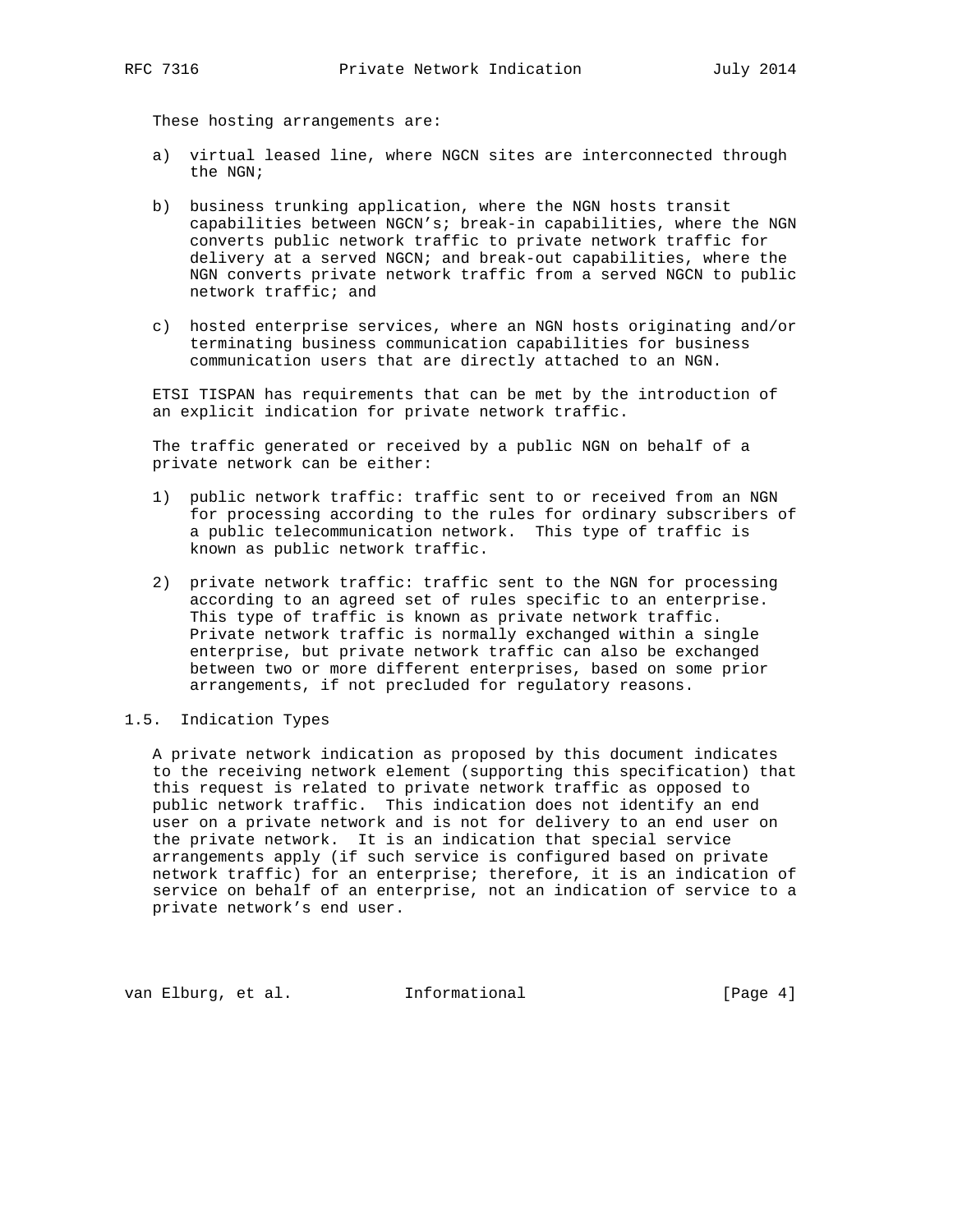These hosting arrangements are:

a) virtual leased line, where NGCN sites are interconnected through the NGN;

b) business trunking application, where the NGN hosts transit capabilities between NGCN's; break-in capabilities, where the NGN converts public network traffic to private network traffic for delivery at a served NGCN; and break-out capabilities, where the NGN converts private network traffic from a served NGCN to public network traffic; and

c) hosted enterprise services, where an NGN hosts originating and/or terminating business communication capabilities for business communication users that are directly attached to an NGN.

ETSI TISPAN has requirements that can be met by the introduction of an explicit indication for private network traffic.

The traffic generated or received by a public NGN on behalf of a private network can be either:

1) public network traffic: traffic sent to or received from an NGN for processing according to the rules for ordinary subscribers of a public telecommunication network. This type of traffic is known as public network traffic.

2) private network traffic: traffic sent to the NGN for processing according to an agreed set of rules specific to an enterprise. This type of traffic is known as private network traffic. Private network traffic is normally exchanged within a single enterprise, but private network traffic can also be exchanged between two or more different enterprises, based on some prior arrangements, if not precluded for regulatory reasons.

### 1.5. Indication Types

A private network indication as proposed by this document indicates to the receiving network element (supporting this specification) that this request is related to private network traffic as opposed to public network traffic. This indication does not identify an end user on a private network and is not for delivery to an end user on the private network. It is an indication that special service arrangements apply (if such service is configured based on private network traffic) for an enterprise; therefore, it is an indication of service on behalf of an enterprise, not an indication of service to a private network's end user.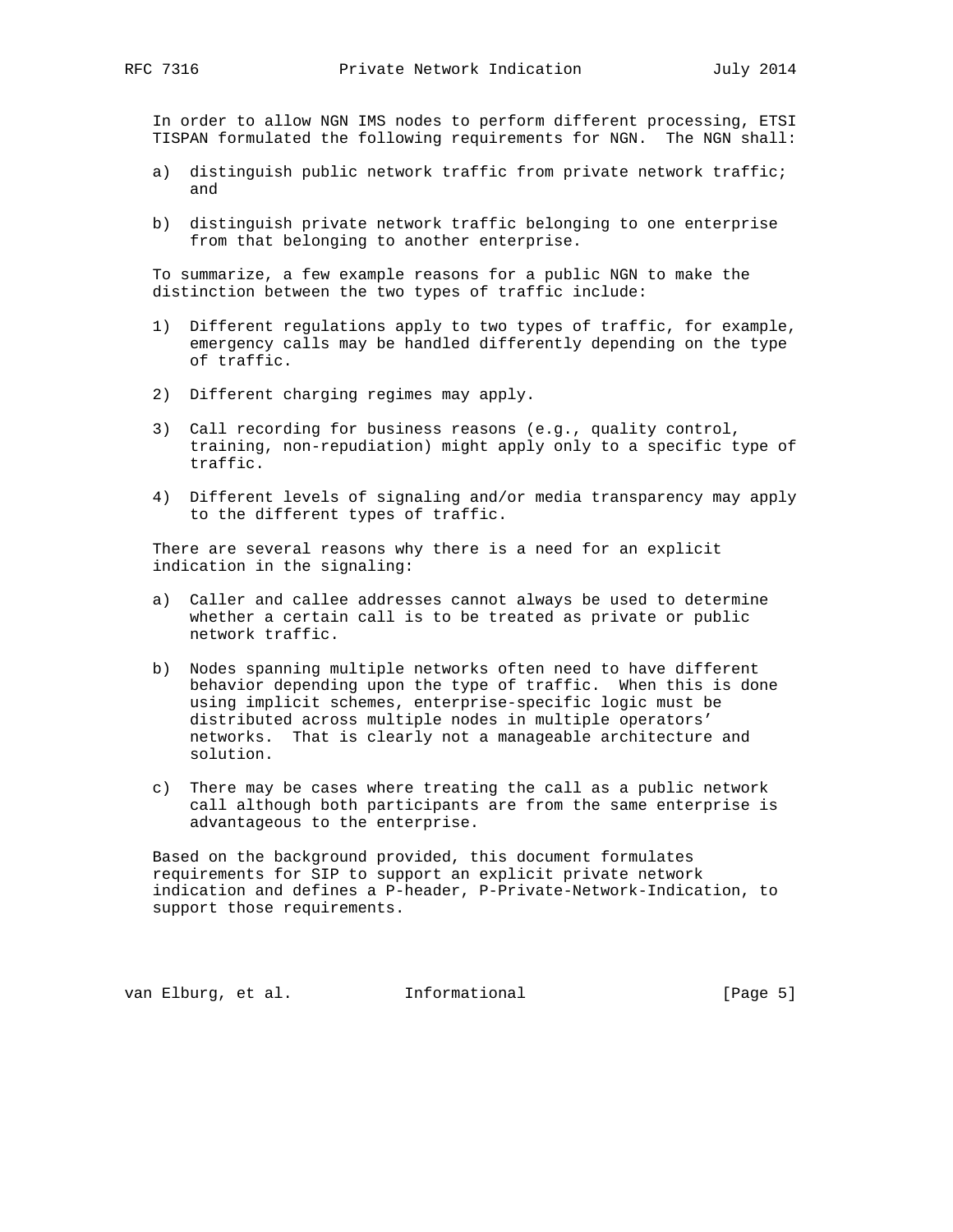In order to allow NGN IMS nodes to perform different processing, ETSI TISPAN formulated the following requirements for NGN. The NGN shall:

a) distinguish public network traffic from private network traffic; and

b) distinguish private network traffic belonging to one enterprise from that belonging to another enterprise.

To summarize, a few example reasons for a public NGN to make the distinction between the two types of traffic include:

1) Different regulations apply to two types of traffic, for example, emergency calls may be handled differently depending on the type of traffic.

2) Different charging regimes may apply.

3) Call recording for business reasons (e.g., quality control, training, non-repudiation) might apply only to a specific type of traffic.

4) Different levels of signaling and/or media transparency may apply to the different types of traffic.

There are several reasons why there is a need for an explicit indication in the signaling:

a) Caller and callee addresses cannot always be used to determine whether a certain call is to be treated as private or public network traffic.

b) Nodes spanning multiple networks often need to have different behavior depending upon the type of traffic. When this is done using implicit schemes, enterprise-specific logic must be distributed across multiple nodes in multiple operators' networks. That is clearly not a manageable architecture and solution.

c) There may be cases where treating the call as a public network call although both participants are from the same enterprise is advantageous to the enterprise.

Based on the background provided, this document formulates requirements for SIP to support an explicit private network indication and defines a P-header, P-Private-Network-Indication, to support those requirements.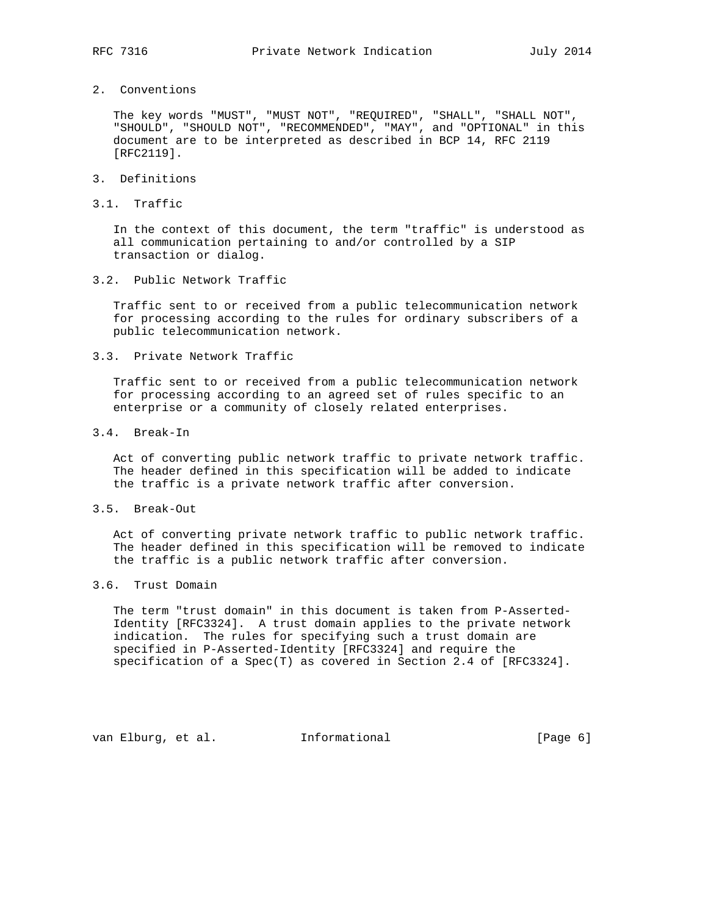## 2. Conventions

The key words "MUST", "MUST NOT", "REQUIRED", "SHALL", "SHALL NOT", "SHOULD", "SHOULD NOT", "RECOMMENDED", "MAY", and "OPTIONAL" in this document are to be interpreted as described in BCP 14, RFC 2119 [RFC2119].

## 3. Definitions

### 3.1. Traffic

In the context of this document, the term "traffic" is understood as all communication pertaining to and/or controlled by a SIP transaction or dialog.

### 3.2. Public Network Traffic

Traffic sent to or received from a public telecommunication network for processing according to the rules for ordinary subscribers of a public telecommunication network.

### 3.3. Private Network Traffic

Traffic sent to or received from a public telecommunication network for processing according to an agreed set of rules specific to an enterprise or a community of closely related enterprises.

### 3.4. Break-In

Act of converting public network traffic to private network traffic. The header defined in this specification will be added to indicate the traffic is a private network traffic after conversion.

### 3.5. Break-Out

Act of converting private network traffic to public network traffic. The header defined in this specification will be removed to indicate the traffic is a public network traffic after conversion.

### 3.6. Trust Domain

The term "trust domain" in this document is taken from P-Asserted-Identity [RFC3324]. A trust domain applies to the private network indication. The rules for specifying such a trust domain are specified in P-Asserted-Identity [RFC3324] and require the specification of a Spec(T) as covered in Section 2.4 of [RFC3324].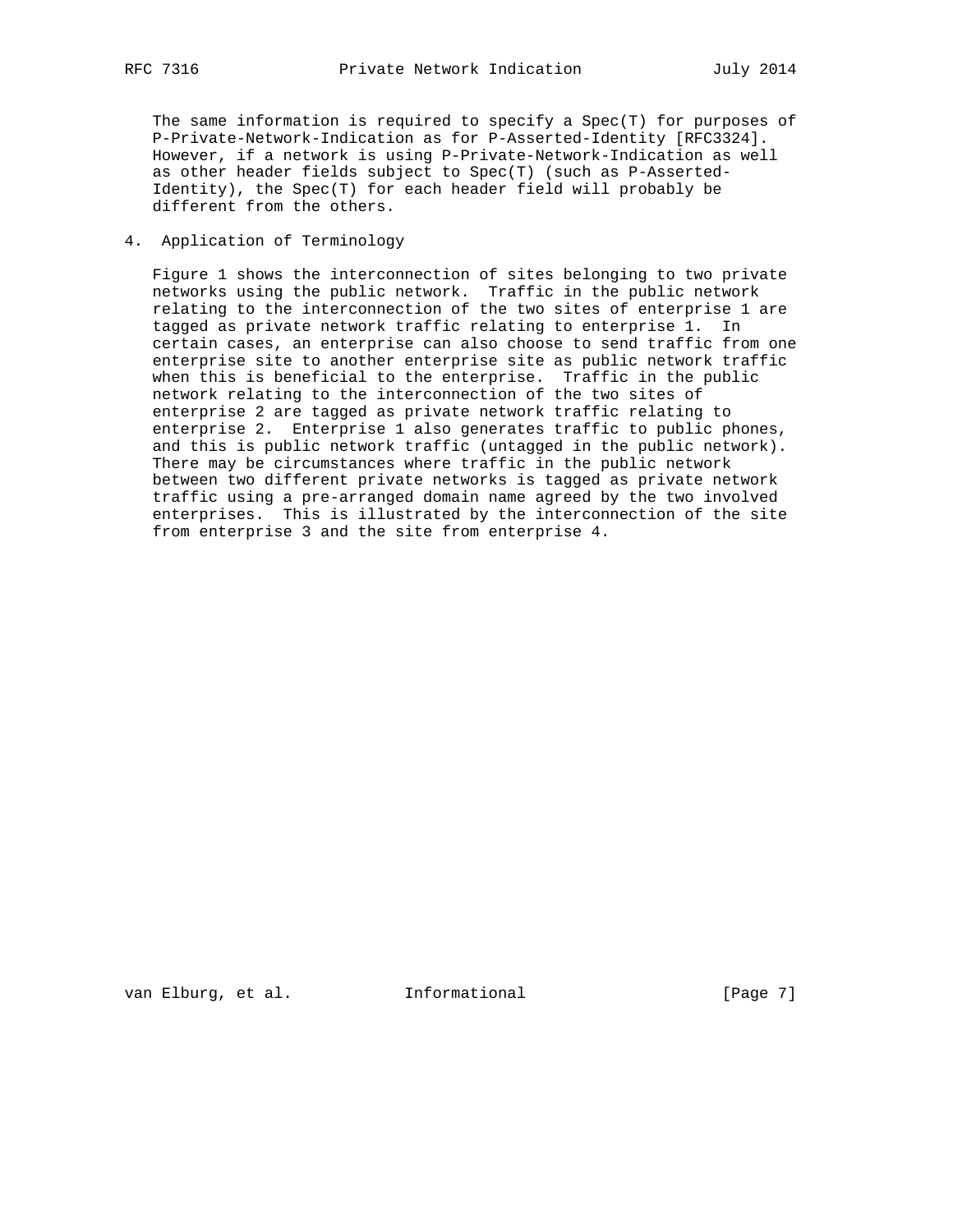The same information is required to specify a Spec(T) for purposes of P-Private-Network-Indication as for P-Asserted-Identity [RFC3324]. However, if a network is using P-Private-Network-Indication as well as other header fields subject to Spec(T) (such as P-Asserted-Identity), the Spec(T) for each header field will probably be different from the others.

## 4. Application of Terminology

Figure 1 shows the interconnection of sites belonging to two private networks using the public network. Traffic in the public network relating to the interconnection of the two sites of enterprise 1 are tagged as private network traffic relating to enterprise 1. In certain cases, an enterprise can also choose to send traffic from one enterprise site to another enterprise site as public network traffic when this is beneficial to the enterprise. Traffic in the public network relating to the interconnection of the two sites of enterprise 2 are tagged as private network traffic relating to enterprise 2. Enterprise 1 also generates traffic to public phones, and this is public network traffic (untagged in the public network). There may be circumstances where traffic in the public network between two different private networks is tagged as private network traffic using a pre-arranged domain name agreed by the two involved enterprises. This is illustrated by the interconnection of the site from enterprise 3 and the site from enterprise 4.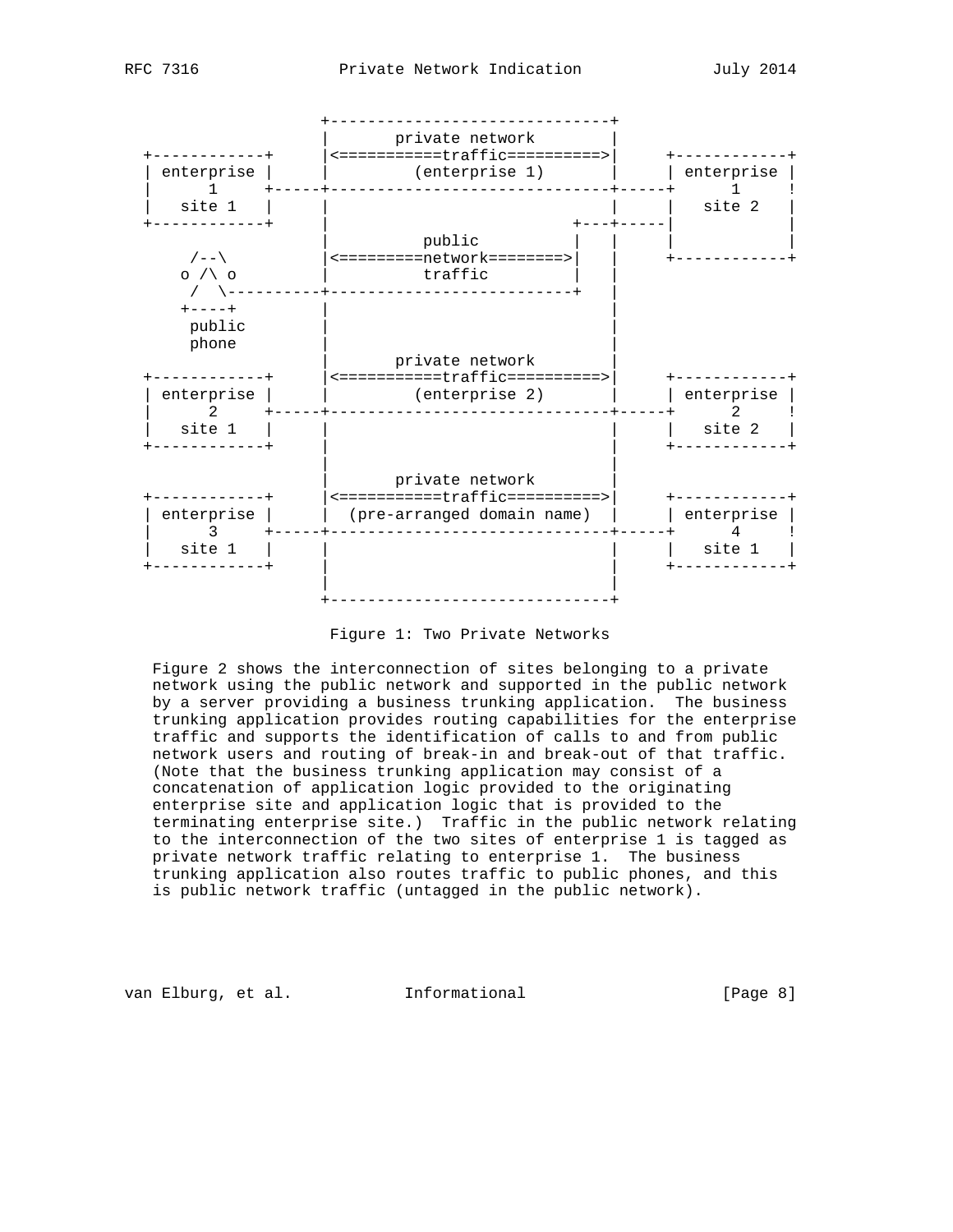```
                   +------------------------------+
                   |       private network        |
 +------------+    |<===========traffic==========>|    +------------+
 | enterprise |    |         (enterprise 1)       |    | enterprise |
 |     1      +----+------------------------------+----+     1      !
 |   site 1   |    |                              |    |   site 2   |
 +------------+    |                         +---+-----|            |
                   |          public         |   |    |            |
    /--\           |<=========network========>|   |    +------------+
   o /\ o          |          traffic        |   |
    /  \-----------+-------------------------+   |
   +----+          |                              |
    public         |                              |
    phone          |                              |
                   |       private network        |
 +------------+    |<===========traffic==========>|    +------------+
 | enterprise |    |         (enterprise 2)       |    | enterprise |
 |     2      +----+------------------------------+----+     2      !
 |   site 1   |    |                              |    |   site 2   |
 +------------+    |                              |    +------------+
                   |                              |
                   |       private network        |
 +------------+    |<===========traffic==========>|    +------------+
 | enterprise |    |  (pre-arranged domain name)  |    | enterprise |
 |     3      +----+------------------------------+----+     4      !
 |   site 1   |    |                              |    |   site 1   |
 +------------+    |                              |    +------------+
                   |                              |
                   +------------------------------+
```

Figure 1: Two Private Networks

Figure 2 shows the interconnection of sites belonging to a private network using the public network and supported in the public network by a server providing a business trunking application. The business trunking application provides routing capabilities for the enterprise traffic and supports the identification of calls to and from public network users and routing of break-in and break-out of that traffic. (Note that the business trunking application may consist of a concatenation of application logic provided to the originating enterprise site and application logic that is provided to the terminating enterprise site.) Traffic in the public network relating to the interconnection of the two sites of enterprise 1 is tagged as private network traffic relating to enterprise 1. The business trunking application also routes traffic to public phones, and this is public network traffic (untagged in the public network).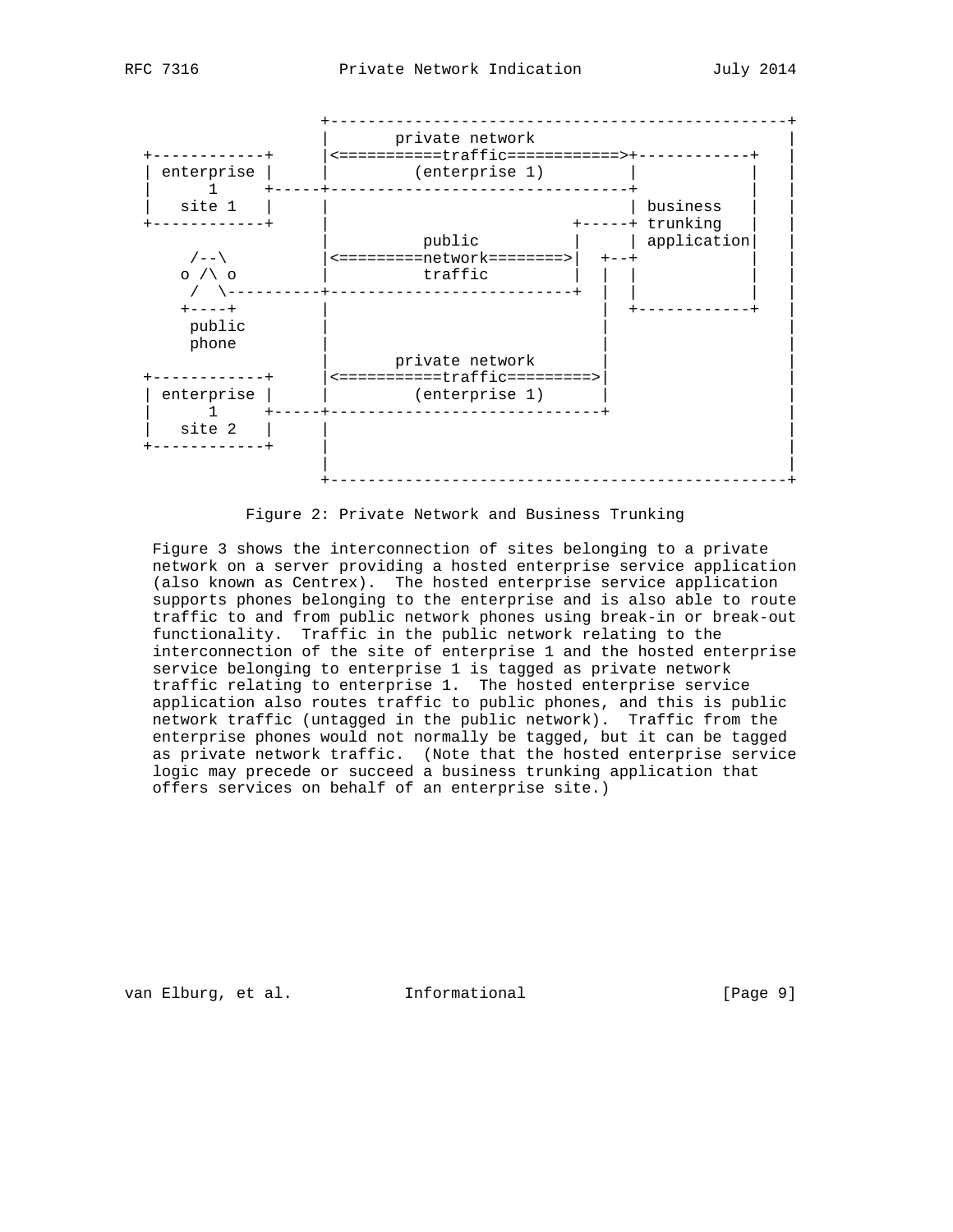```
                 +-------------------------------------------------+
                 |       private network                           |
  +------------+     |<===========traffic============>+------------+   |
  | enterprise |     |         (enterprise 1)         |            |   |
  |     1      +-----+--------------------------------+            |   |
  |   site 1   |     |                                | business   |   |
  +------------+     |                          +-----+ trunking   |   |
                     |          public          |     | application|   |
       /--\          |<=========network========>|  +--+            |   |
      o /\ o         |          traffic         |  |  |            |   |
       /  \----------+--------------------------+  |  |            |   |
      +----+         |                             |  +------------+   |
       public        |                             |                   |
       phone         |                             |                   |
                     |       private network       |                   |
  +------------+     |<===========traffic=========>|                   |
  | enterprise |     |         (enterprise 1)      |                   |
  |     1      +-----+-----------------------------+                   |
  |   site 2   |     |                                                 |
  +------------+     |                                                 |
                     |                                                 |
                     +-------------------------------------------------+
```

Figure 2: Private Network and Business Trunking

Figure 3 shows the interconnection of sites belonging to a private network on a server providing a hosted enterprise service application (also known as Centrex). The hosted enterprise service application supports phones belonging to the enterprise and is also able to route traffic to and from public network phones using break-in or break-out functionality. Traffic in the public network relating to the interconnection of the site of enterprise 1 and the hosted enterprise service belonging to enterprise 1 is tagged as private network traffic relating to enterprise 1. The hosted enterprise service application also routes traffic to public phones, and this is public network traffic (untagged in the public network). Traffic from the enterprise phones would not normally be tagged, but it can be tagged as private network traffic. (Note that the hosted enterprise service logic may precede or succeed a business trunking application that offers services on behalf of an enterprise site.)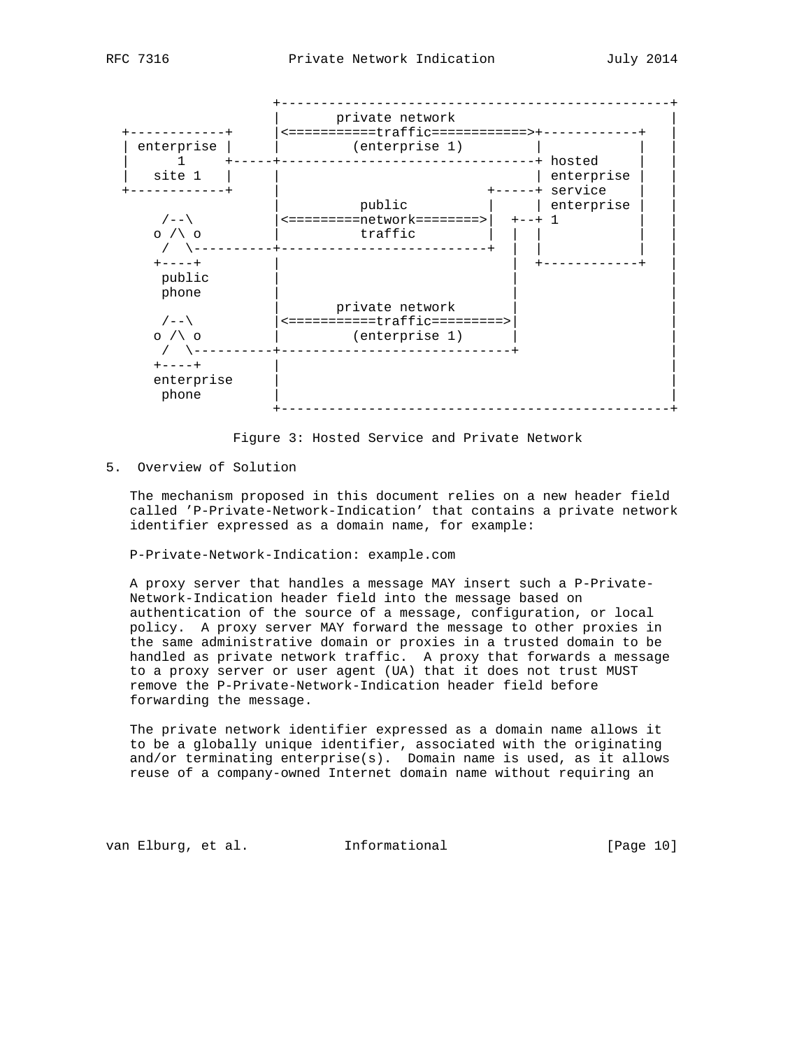```
                  +-------------------------------------------------+
                  |       private network                           |
  +------------+  |<===========traffic============>+------------+   |
  | enterprise |  |         (enterprise 1)         |            |   |
  |     1      +-----+---------------------------------+ hosted     |   |
  |   site 1   |  |                                | enterprise |   |
  +------------+  |                          +-----+ service    |   |
                  |           public         |     | enterprise |   |
      /--\        |<=========network========>|  +--+ 1          |   |
     o /\ o       |           traffic        |  |  |            |   |
      /  \----------+--------------------------+  |  |            |   |
     +----+       |                             |  +------------+   |
      public      |                             |                   |
      phone       |                             |                   |
                  |       private network       |                   |
      /--\        |<===========traffic=========>|                   |
     o /\ o       |         (enterprise 1)      |                   |
      /  \----------+------------------------------+                   |
     +----+       |                                                 |
     enterprise   |                                                 |
      phone       |                                                 |
                  +-------------------------------------------------+
```

Figure 3: Hosted Service and Private Network

## 5. Overview of Solution

The mechanism proposed in this document relies on a new header field called 'P-Private-Network-Indication' that contains a private network identifier expressed as a domain name, for example:

P-Private-Network-Indication: example.com

A proxy server that handles a message MAY insert such a P-Private-Network-Indication header field into the message based on authentication of the source of a message, configuration, or local policy. A proxy server MAY forward the message to other proxies in the same administrative domain or proxies in a trusted domain to be handled as private network traffic. A proxy that forwards a message to a proxy server or user agent (UA) that it does not trust MUST remove the P-Private-Network-Indication header field before forwarding the message.

The private network identifier expressed as a domain name allows it to be a globally unique identifier, associated with the originating and/or terminating enterprise(s). Domain name is used, as it allows reuse of a company-owned Internet domain name without requiring an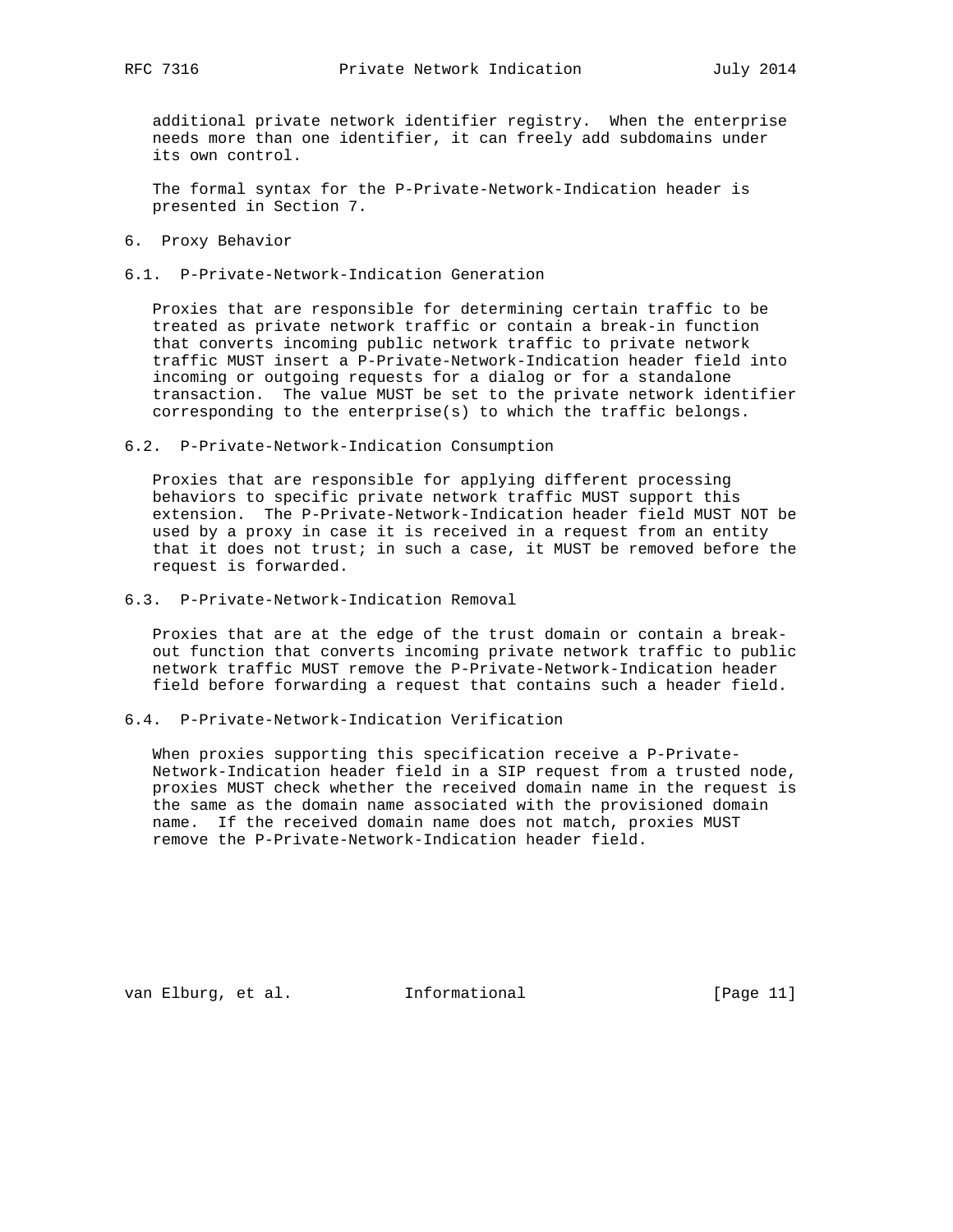additional private network identifier registry. When the enterprise needs more than one identifier, it can freely add subdomains under its own control.

The formal syntax for the P-Private-Network-Indication header is presented in Section 7.

# 6. Proxy Behavior

## 6.1. P-Private-Network-Indication Generation

Proxies that are responsible for determining certain traffic to be treated as private network traffic or contain a break-in function that converts incoming public network traffic to private network traffic MUST insert a P-Private-Network-Indication header field into incoming or outgoing requests for a dialog or for a standalone transaction. The value MUST be set to the private network identifier corresponding to the enterprise(s) to which the traffic belongs.

## 6.2. P-Private-Network-Indication Consumption

Proxies that are responsible for applying different processing behaviors to specific private network traffic MUST support this extension. The P-Private-Network-Indication header field MUST NOT be used by a proxy in case it is received in a request from an entity that it does not trust; in such a case, it MUST be removed before the request is forwarded.

## 6.3. P-Private-Network-Indication Removal

Proxies that are at the edge of the trust domain or contain a break-out function that converts incoming private network traffic to public network traffic MUST remove the P-Private-Network-Indication header field before forwarding a request that contains such a header field.

## 6.4. P-Private-Network-Indication Verification

When proxies supporting this specification receive a P-Private-Network-Indication header field in a SIP request from a trusted node, proxies MUST check whether the received domain name in the request is the same as the domain name associated with the provisioned domain name. If the received domain name does not match, proxies MUST remove the P-Private-Network-Indication header field.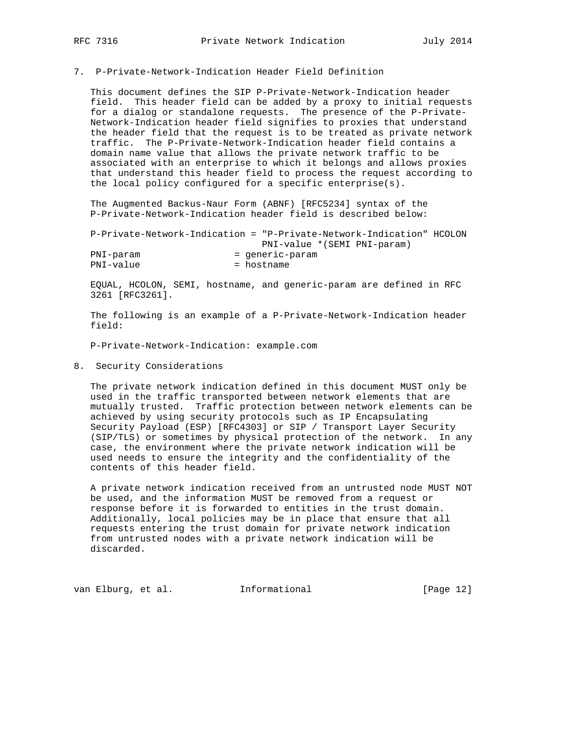## 7. P-Private-Network-Indication Header Field Definition

This document defines the SIP P-Private-Network-Indication header field. This header field can be added by a proxy to initial requests for a dialog or standalone requests. The presence of the P-Private-Network-Indication header field signifies to proxies that understand the header field that the request is to be treated as private network traffic. The P-Private-Network-Indication header field contains a domain name value that allows the private network traffic to be associated with an enterprise to which it belongs and allows proxies that understand this header field to process the request according to the local policy configured for a specific enterprise(s).

The Augmented Backus-Naur Form (ABNF) [RFC5234] syntax of the P-Private-Network-Indication header field is described below:

```
P-Private-Network-Indication = "P-Private-Network-Indication" HCOLON
                               PNI-value *(SEMI PNI-param)
PNI-param                 = generic-param
PNI-value                 = hostname
```

EQUAL, HCOLON, SEMI, hostname, and generic-param are defined in RFC 3261 [RFC3261].

The following is an example of a P-Private-Network-Indication header field:

```
P-Private-Network-Indication: example.com
```

## 8. Security Considerations

The private network indication defined in this document MUST only be used in the traffic transported between network elements that are mutually trusted. Traffic protection between network elements can be achieved by using security protocols such as IP Encapsulating Security Payload (ESP) [RFC4303] or SIP / Transport Layer Security (SIP/TLS) or sometimes by physical protection of the network. In any case, the environment where the private network indication will be used needs to ensure the integrity and the confidentiality of the contents of this header field.

A private network indication received from an untrusted node MUST NOT be used, and the information MUST be removed from a request or response before it is forwarded to entities in the trust domain. Additionally, local policies may be in place that ensure that all requests entering the trust domain for private network indication from untrusted nodes with a private network indication will be discarded.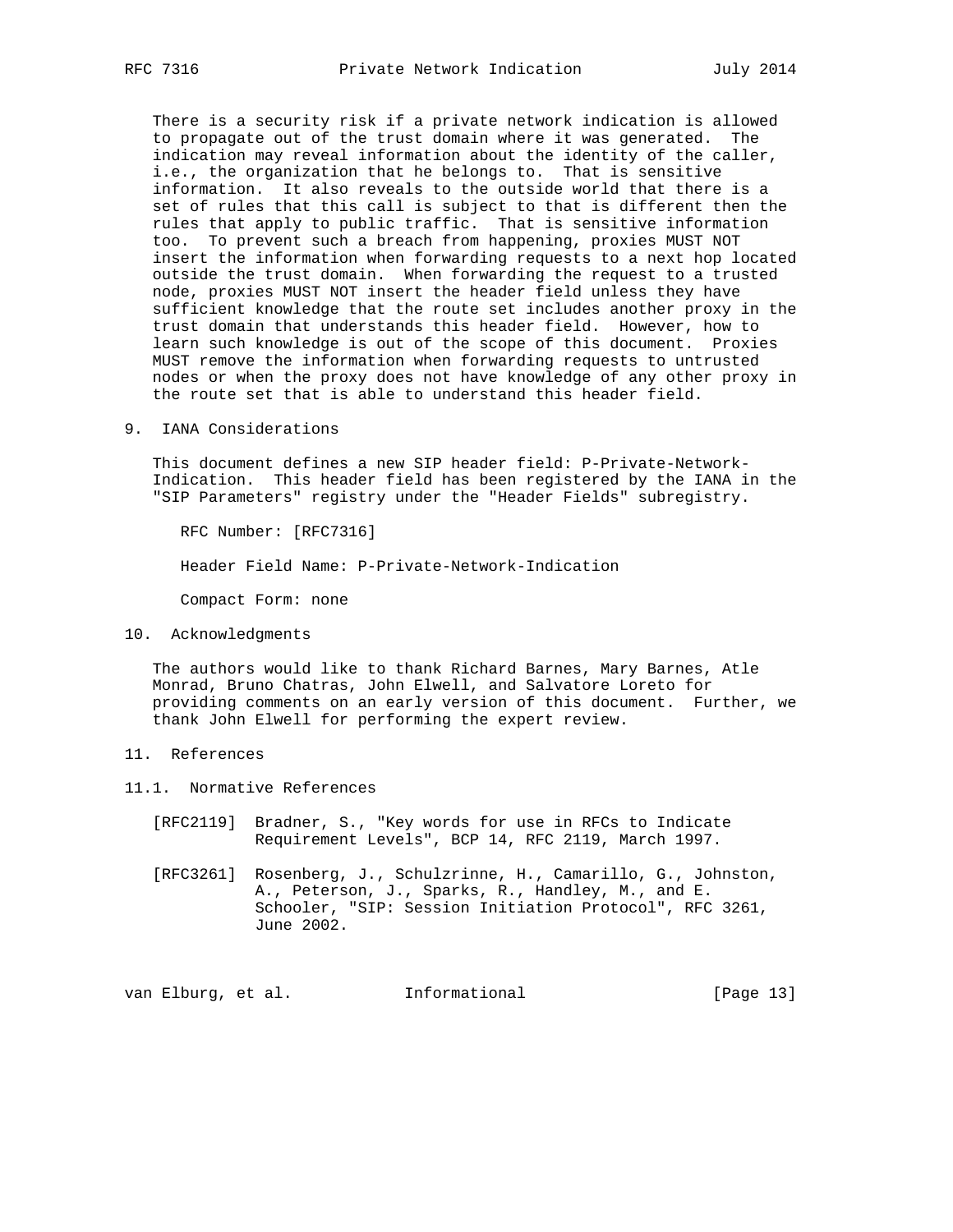There is a security risk if a private network indication is allowed to propagate out of the trust domain where it was generated. The indication may reveal information about the identity of the caller, i.e., the organization that he belongs to. That is sensitive information. It also reveals to the outside world that there is a set of rules that this call is subject to that is different then the rules that apply to public traffic. That is sensitive information too. To prevent such a breach from happening, proxies MUST NOT insert the information when forwarding requests to a next hop located outside the trust domain. When forwarding the request to a trusted node, proxies MUST NOT insert the header field unless they have sufficient knowledge that the route set includes another proxy in the trust domain that understands this header field. However, how to learn such knowledge is out of the scope of this document. Proxies MUST remove the information when forwarding requests to untrusted nodes or when the proxy does not have knowledge of any other proxy in the route set that is able to understand this header field.

## 9. IANA Considerations

This document defines a new SIP header field: P-Private-Network-Indication. This header field has been registered by the IANA in the "SIP Parameters" registry under the "Header Fields" subregistry.

RFC Number: [RFC7316]

Header Field Name: P-Private-Network-Indication

Compact Form: none

## 10. Acknowledgments

The authors would like to thank Richard Barnes, Mary Barnes, Atle Monrad, Bruno Chatras, John Elwell, and Salvatore Loreto for providing comments on an early version of this document. Further, we thank John Elwell for performing the expert review.

## 11. References

### 11.1. Normative References

[RFC2119] Bradner, S., "Key words for use in RFCs to Indicate Requirement Levels", BCP 14, RFC 2119, March 1997.

[RFC3261] Rosenberg, J., Schulzrinne, H., Camarillo, G., Johnston, A., Peterson, J., Sparks, R., Handley, M., and E. Schooler, "SIP: Session Initiation Protocol", RFC 3261, June 2002.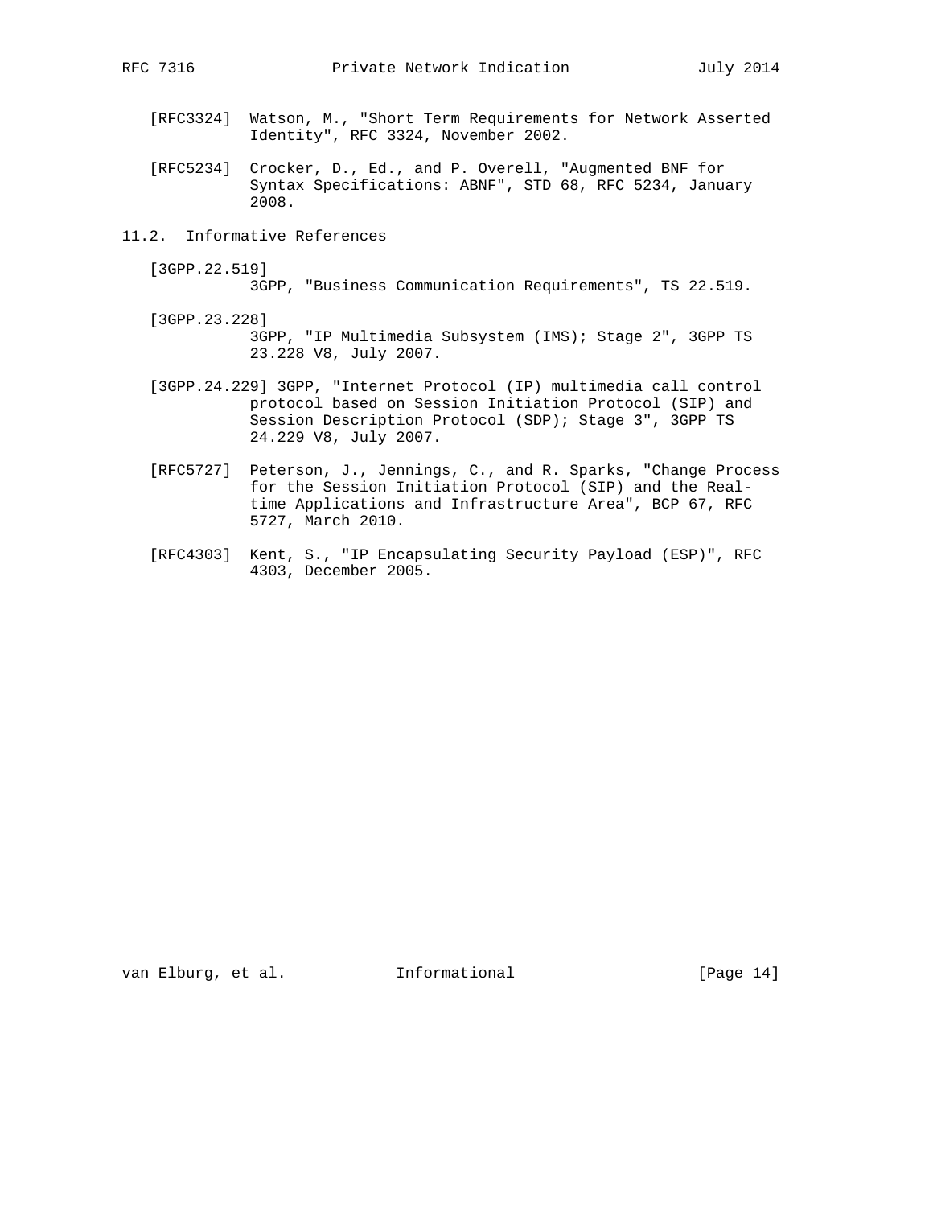[RFC3324] Watson, M., "Short Term Requirements for Network Asserted Identity", RFC 3324, November 2002.

[RFC5234] Crocker, D., Ed., and P. Overell, "Augmented BNF for Syntax Specifications: ABNF", STD 68, RFC 5234, January 2008.

## 11.2. Informative References

[3GPP.22.519] 3GPP, "Business Communication Requirements", TS 22.519.

[3GPP.23.228] 3GPP, "IP Multimedia Subsystem (IMS); Stage 2", 3GPP TS 23.228 V8, July 2007.

[3GPP.24.229] 3GPP, "Internet Protocol (IP) multimedia call control protocol based on Session Initiation Protocol (SIP) and Session Description Protocol (SDP); Stage 3", 3GPP TS 24.229 V8, July 2007.

[RFC5727] Peterson, J., Jennings, C., and R. Sparks, "Change Process for the Session Initiation Protocol (SIP) and the Real-time Applications and Infrastructure Area", BCP 67, RFC 5727, March 2010.

[RFC4303] Kent, S., "IP Encapsulating Security Payload (ESP)", RFC 4303, December 2005.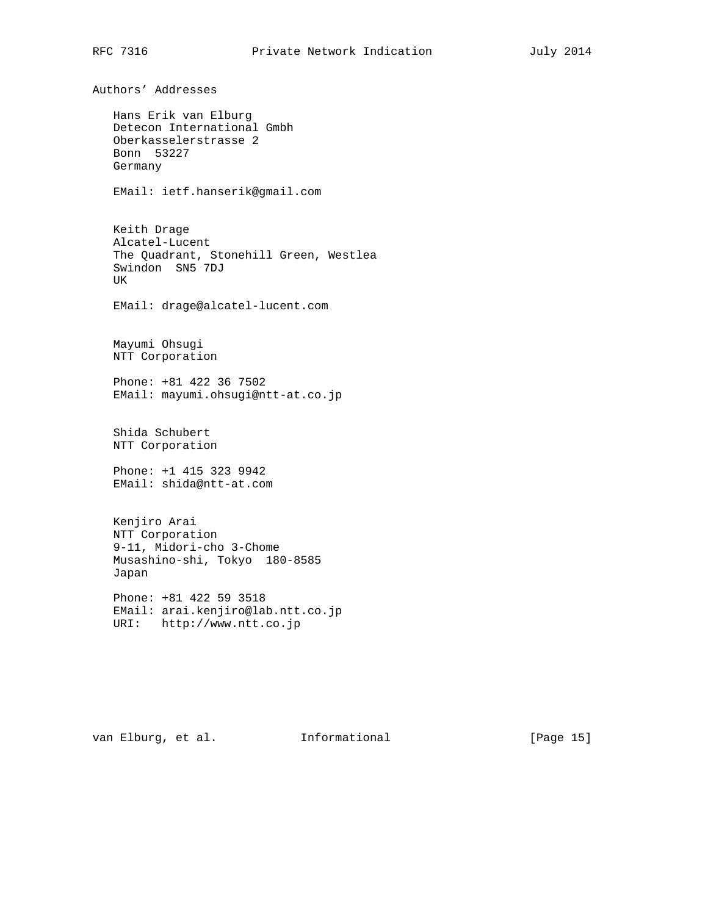## Authors' Addresses

Hans Erik van Elburg
Detecon International Gmbh
Oberkasselerstrasse 2
Bonn  53227
Germany

EMail: ietf.hanserik@gmail.com

Keith Drage
Alcatel-Lucent
The Quadrant, Stonehill Green, Westlea
Swindon  SN5 7DJ
UK

EMail: drage@alcatel-lucent.com

Mayumi Ohsugi
NTT Corporation

Phone: +81 422 36 7502
EMail: mayumi.ohsugi@ntt-at.co.jp

Shida Schubert
NTT Corporation

Phone: +1 415 323 9942
EMail: shida@ntt-at.com

Kenjiro Arai
NTT Corporation
9-11, Midori-cho 3-Chome
Musashino-shi, Tokyo  180-8585
Japan

Phone: +81 422 59 3518
EMail: arai.kenjiro@lab.ntt.co.jp
URI:   http://www.ntt.co.jp